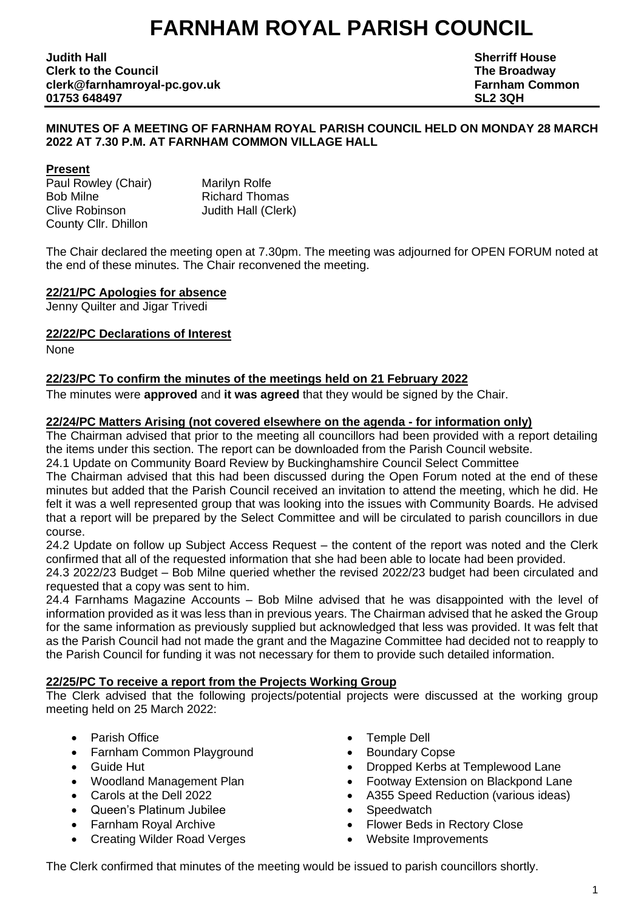# FARNHAM ROYAL PARISH COUNCIL

**Judith Hall**
**Clerk to the Council**
**clerk@farnhamroyal-pc.gov.uk**
**01753 648497**

**Sherriff House**
**The Broadway**
**Farnham Common**
**SL2 3QH**

**MINUTES OF A MEETING OF FARNHAM ROYAL PARISH COUNCIL HELD ON MONDAY 28 MARCH 2022 AT 7.30 P.M. AT FARNHAM COMMON VILLAGE HALL**

**Present**

Paul Rowley (Chair)
Bob Milne
Clive Robinson
County Cllr. Dhillon
Marilyn Rolfe
Richard Thomas
Judith Hall (Clerk)

The Chair declared the meeting open at 7.30pm. The meeting was adjourned for OPEN FORUM noted at the end of these minutes. The Chair reconvened the meeting.

**22/21/PC Apologies for absence**

Jenny Quilter and Jigar Trivedi

**22/22/PC Declarations of Interest**

None

**22/23/PC To confirm the minutes of the meetings held on 21 February 2022**

The minutes were **approved** and **it was agreed** that they would be signed by the Chair.

**22/24/PC Matters Arising (not covered elsewhere on the agenda - for information only)**

The Chairman advised that prior to the meeting all councillors had been provided with a report detailing the items under this section. The report can be downloaded from the Parish Council website.

24.1 Update on Community Board Review by Buckinghamshire Council Select Committee

The Chairman advised that this had been discussed during the Open Forum noted at the end of these minutes but added that the Parish Council received an invitation to attend the meeting, which he did. He felt it was a well represented group that was looking into the issues with Community Boards. He advised that a report will be prepared by the Select Committee and will be circulated to parish councillors in due course.

24.2 Update on follow up Subject Access Request – the content of the report was noted and the Clerk confirmed that all of the requested information that she had been able to locate had been provided.

24.3 2022/23 Budget – Bob Milne queried whether the revised 2022/23 budget had been circulated and requested that a copy was sent to him.

24.4 Farnhams Magazine Accounts – Bob Milne advised that he was disappointed with the level of information provided as it was less than in previous years. The Chairman advised that he asked the Group for the same information as previously supplied but acknowledged that less was provided. It was felt that as the Parish Council had not made the grant and the Magazine Committee had decided not to reapply to the Parish Council for funding it was not necessary for them to provide such detailed information.

**22/25/PC To receive a report from the Projects Working Group**

The Clerk advised that the following projects/potential projects were discussed at the working group meeting held on 25 March 2022:

- Parish Office
- Farnham Common Playground
- Guide Hut
- Woodland Management Plan
- Carols at the Dell 2022
- Queen's Platinum Jubilee
- Farnham Royal Archive
- Creating Wilder Road Verges
- Temple Dell
- Boundary Copse
- Dropped Kerbs at Templewood Lane
- Footway Extension on Blackpond Lane
- A355 Speed Reduction (various ideas)
- Speedwatch
- Flower Beds in Rectory Close
- Website Improvements

The Clerk confirmed that minutes of the meeting would be issued to parish councillors shortly.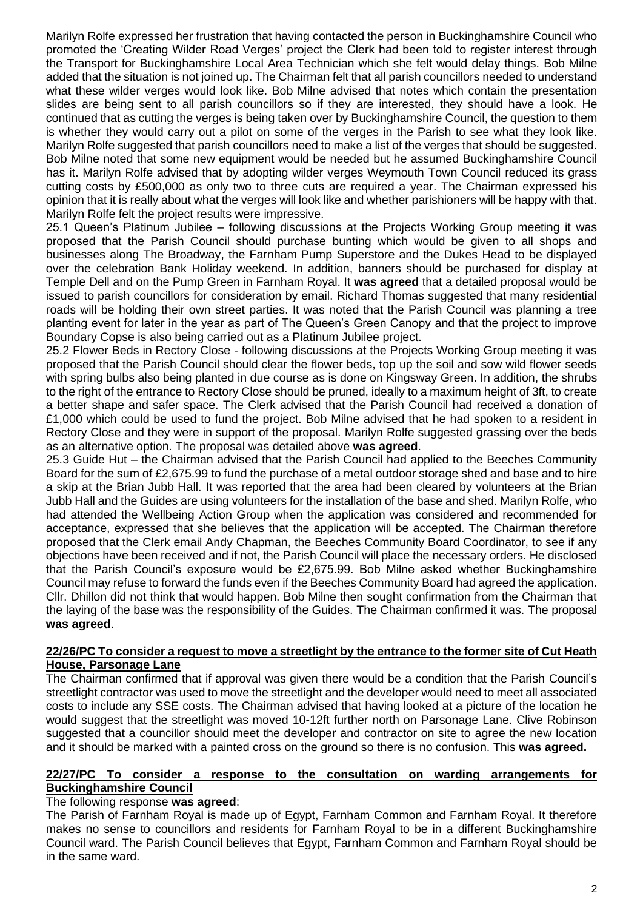Marilyn Rolfe expressed her frustration that having contacted the person in Buckinghamshire Council who promoted the 'Creating Wilder Road Verges' project the Clerk had been told to register interest through the Transport for Buckinghamshire Local Area Technician which she felt would delay things. Bob Milne added that the situation is not joined up. The Chairman felt that all parish councillors needed to understand what these wilder verges would look like. Bob Milne advised that notes which contain the presentation slides are being sent to all parish councillors so if they are interested, they should have a look. He continued that as cutting the verges is being taken over by Buckinghamshire Council, the question to them is whether they would carry out a pilot on some of the verges in the Parish to see what they look like. Marilyn Rolfe suggested that parish councillors need to make a list of the verges that should be suggested. Bob Milne noted that some new equipment would be needed but he assumed Buckinghamshire Council has it. Marilyn Rolfe advised that by adopting wilder verges Weymouth Town Council reduced its grass cutting costs by £500,000 as only two to three cuts are required a year. The Chairman expressed his opinion that it is really about what the verges will look like and whether parishioners will be happy with that. Marilyn Rolfe felt the project results were impressive.

25.1 Queen's Platinum Jubilee – following discussions at the Projects Working Group meeting it was proposed that the Parish Council should purchase bunting which would be given to all shops and businesses along The Broadway, the Farnham Pump Superstore and the Dukes Head to be displayed over the celebration Bank Holiday weekend. In addition, banners should be purchased for display at Temple Dell and on the Pump Green in Farnham Royal. It **was agreed** that a detailed proposal would be issued to parish councillors for consideration by email. Richard Thomas suggested that many residential roads will be holding their own street parties. It was noted that the Parish Council was planning a tree planting event for later in the year as part of The Queen's Green Canopy and that the project to improve Boundary Copse is also being carried out as a Platinum Jubilee project.

25.2 Flower Beds in Rectory Close - following discussions at the Projects Working Group meeting it was proposed that the Parish Council should clear the flower beds, top up the soil and sow wild flower seeds with spring bulbs also being planted in due course as is done on Kingsway Green. In addition, the shrubs to the right of the entrance to Rectory Close should be pruned, ideally to a maximum height of 3ft, to create a better shape and safer space. The Clerk advised that the Parish Council had received a donation of £1,000 which could be used to fund the project. Bob Milne advised that he had spoken to a resident in Rectory Close and they were in support of the proposal. Marilyn Rolfe suggested grassing over the beds as an alternative option. The proposal was detailed above **was agreed**.

25.3 Guide Hut – the Chairman advised that the Parish Council had applied to the Beeches Community Board for the sum of £2,675.99 to fund the purchase of a metal outdoor storage shed and base and to hire a skip at the Brian Jubb Hall. It was reported that the area had been cleared by volunteers at the Brian Jubb Hall and the Guides are using volunteers for the installation of the base and shed. Marilyn Rolfe, who had attended the Wellbeing Action Group when the application was considered and recommended for acceptance, expressed that she believes that the application will be accepted. The Chairman therefore proposed that the Clerk email Andy Chapman, the Beeches Community Board Coordinator, to see if any objections have been received and if not, the Parish Council will place the necessary orders. He disclosed that the Parish Council's exposure would be £2,675.99. Bob Milne asked whether Buckinghamshire Council may refuse to forward the funds even if the Beeches Community Board had agreed the application. Cllr. Dhillon did not think that would happen. Bob Milne then sought confirmation from the Chairman that the laying of the base was the responsibility of the Guides. The Chairman confirmed it was. The proposal **was agreed**.

**22/26/PC To consider a request to move a streetlight by the entrance to the former site of Cut Heath House, Parsonage Lane**

The Chairman confirmed that if approval was given there would be a condition that the Parish Council's streetlight contractor was used to move the streetlight and the developer would need to meet all associated costs to include any SSE costs. The Chairman advised that having looked at a picture of the location he would suggest that the streetlight was moved 10-12ft further north on Parsonage Lane. Clive Robinson suggested that a councillor should meet the developer and contractor on site to agree the new location and it should be marked with a painted cross on the ground so there is no confusion. This **was agreed.**

**22/27/PC To consider a response to the consultation on warding arrangements for Buckinghamshire Council**

The following response **was agreed**:

The Parish of Farnham Royal is made up of Egypt, Farnham Common and Farnham Royal. It therefore makes no sense to councillors and residents for Farnham Royal to be in a different Buckinghamshire Council ward. The Parish Council believes that Egypt, Farnham Common and Farnham Royal should be in the same ward.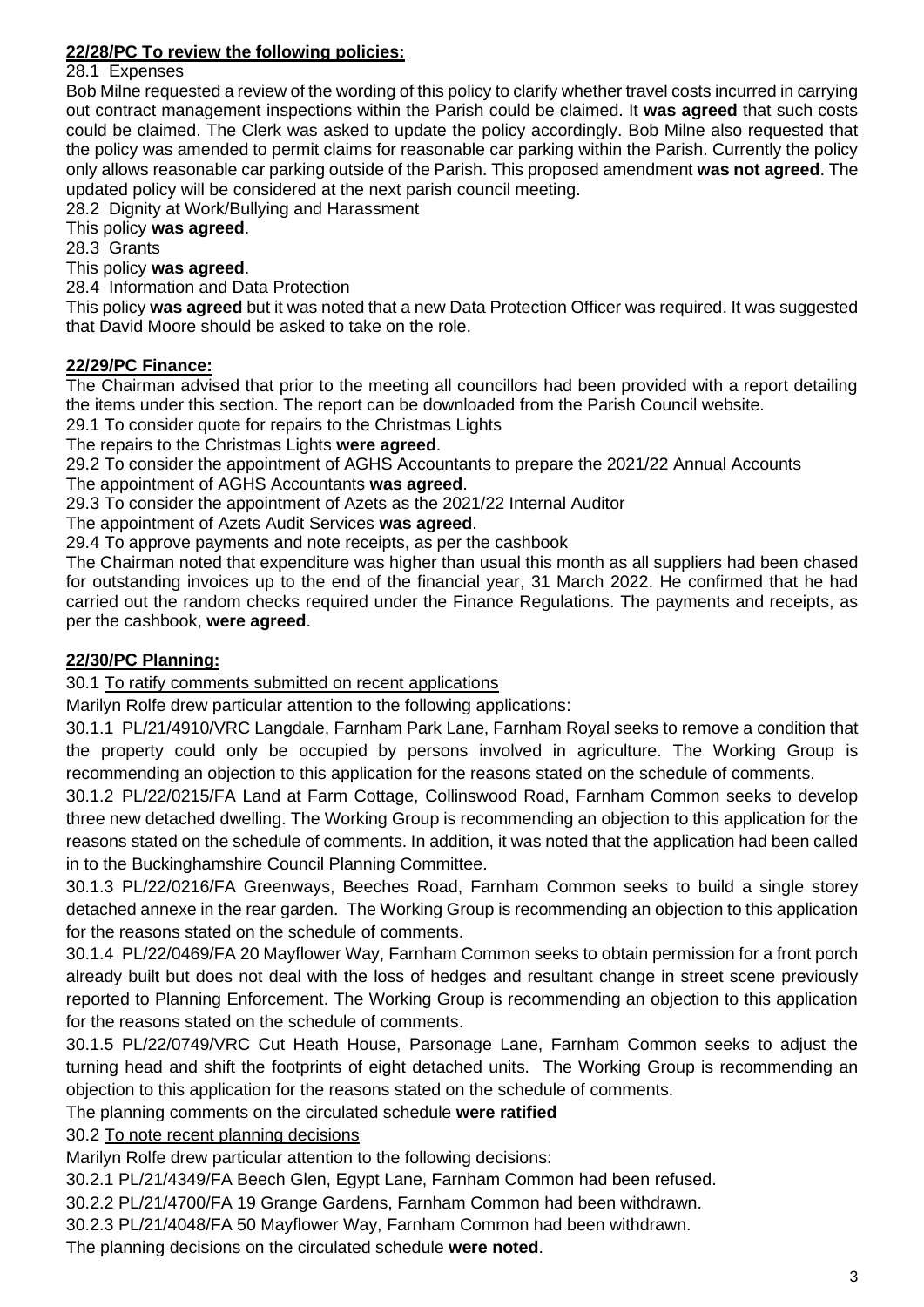**22/28/PC To review the following policies:**

28.1 Expenses

Bob Milne requested a review of the wording of this policy to clarify whether travel costs incurred in carrying out contract management inspections within the Parish could be claimed. It **was agreed** that such costs could be claimed. The Clerk was asked to update the policy accordingly. Bob Milne also requested that the policy was amended to permit claims for reasonable car parking within the Parish. Currently the policy only allows reasonable car parking outside of the Parish. This proposed amendment **was not agreed**. The updated policy will be considered at the next parish council meeting.

28.2 Dignity at Work/Bullying and Harassment

This policy **was agreed**.

28.3 Grants

This policy **was agreed**.

28.4 Information and Data Protection

This policy **was agreed** but it was noted that a new Data Protection Officer was required. It was suggested that David Moore should be asked to take on the role.

**22/29/PC Finance:**

The Chairman advised that prior to the meeting all councillors had been provided with a report detailing the items under this section. The report can be downloaded from the Parish Council website.

29.1 To consider quote for repairs to the Christmas Lights

The repairs to the Christmas Lights **were agreed**.

29.2 To consider the appointment of AGHS Accountants to prepare the 2021/22 Annual Accounts

The appointment of AGHS Accountants **was agreed**.

29.3 To consider the appointment of Azets as the 2021/22 Internal Auditor

The appointment of Azets Audit Services **was agreed**.

29.4 To approve payments and note receipts, as per the cashbook

The Chairman noted that expenditure was higher than usual this month as all suppliers had been chased for outstanding invoices up to the end of the financial year, 31 March 2022. He confirmed that he had carried out the random checks required under the Finance Regulations. The payments and receipts, as per the cashbook, **were agreed**.

**22/30/PC Planning:**

30.1 To ratify comments submitted on recent applications

Marilyn Rolfe drew particular attention to the following applications:

30.1.1 PL/21/4910/VRC Langdale, Farnham Park Lane, Farnham Royal seeks to remove a condition that the property could only be occupied by persons involved in agriculture. The Working Group is recommending an objection to this application for the reasons stated on the schedule of comments.

30.1.2 PL/22/0215/FA Land at Farm Cottage, Collinswood Road, Farnham Common seeks to develop three new detached dwelling. The Working Group is recommending an objection to this application for the reasons stated on the schedule of comments. In addition, it was noted that the application had been called in to the Buckinghamshire Council Planning Committee.

30.1.3 PL/22/0216/FA Greenways, Beeches Road, Farnham Common seeks to build a single storey detached annexe in the rear garden. The Working Group is recommending an objection to this application for the reasons stated on the schedule of comments.

30.1.4 PL/22/0469/FA 20 Mayflower Way, Farnham Common seeks to obtain permission for a front porch already built but does not deal with the loss of hedges and resultant change in street scene previously reported to Planning Enforcement. The Working Group is recommending an objection to this application for the reasons stated on the schedule of comments.

30.1.5 PL/22/0749/VRC Cut Heath House, Parsonage Lane, Farnham Common seeks to adjust the turning head and shift the footprints of eight detached units. The Working Group is recommending an objection to this application for the reasons stated on the schedule of comments.

The planning comments on the circulated schedule **were ratified**

30.2 To note recent planning decisions

Marilyn Rolfe drew particular attention to the following decisions:

30.2.1 PL/21/4349/FA Beech Glen, Egypt Lane, Farnham Common had been refused.

30.2.2 PL/21/4700/FA 19 Grange Gardens, Farnham Common had been withdrawn.

30.2.3 PL/21/4048/FA 50 Mayflower Way, Farnham Common had been withdrawn.

The planning decisions on the circulated schedule **were noted**.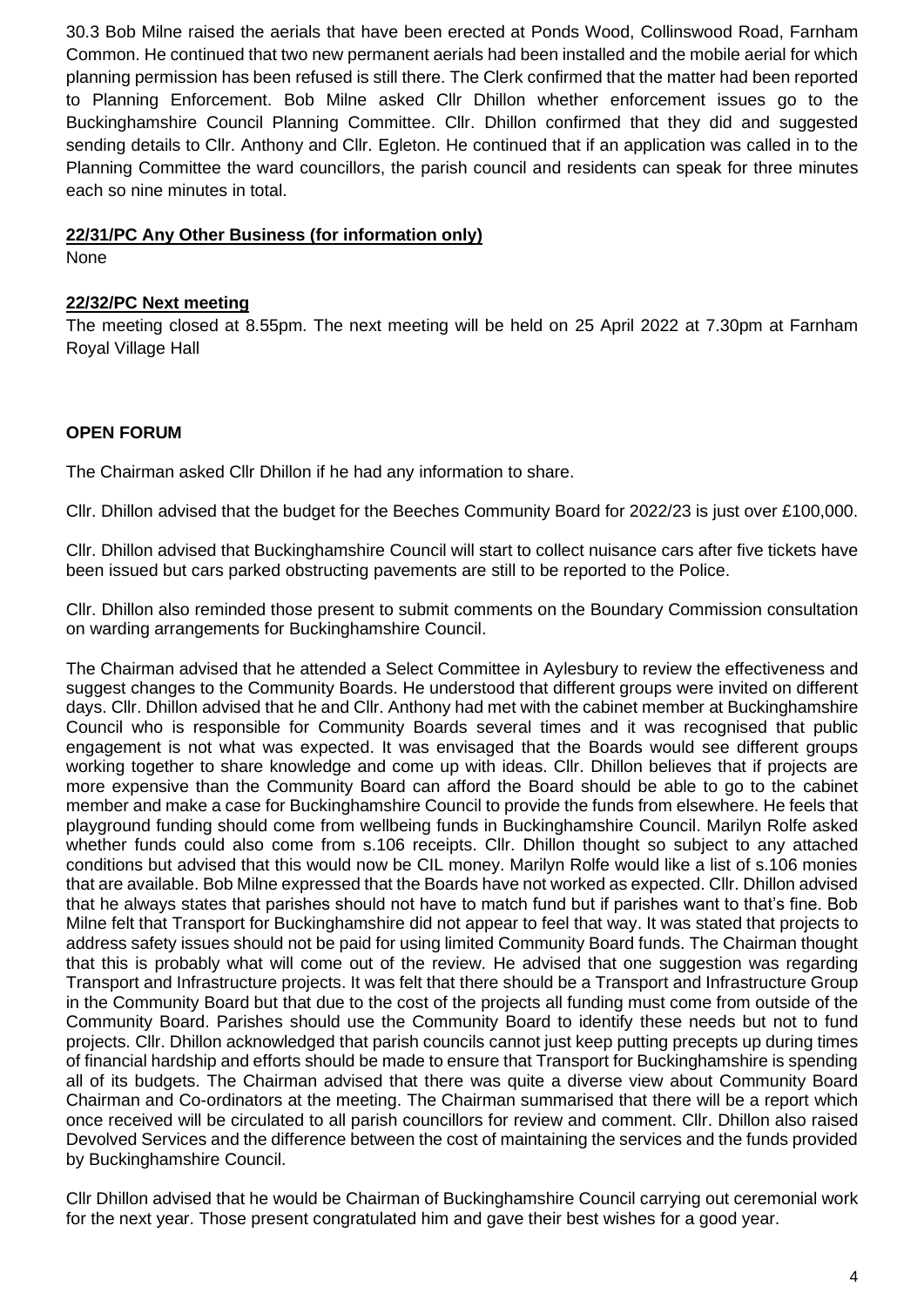30.3 Bob Milne raised the aerials that have been erected at Ponds Wood, Collinswood Road, Farnham Common. He continued that two new permanent aerials had been installed and the mobile aerial for which planning permission has been refused is still there. The Clerk confirmed that the matter had been reported to Planning Enforcement. Bob Milne asked Cllr Dhillon whether enforcement issues go to the Buckinghamshire Council Planning Committee. Cllr. Dhillon confirmed that they did and suggested sending details to Cllr. Anthony and Cllr. Egleton. He continued that if an application was called in to the Planning Committee the ward councillors, the parish council and residents can speak for three minutes each so nine minutes in total.

**22/31/PC Any Other Business (for information only)**

None

**22/32/PC Next meeting**

The meeting closed at 8.55pm. The next meeting will be held on 25 April 2022 at 7.30pm at Farnham Royal Village Hall

**OPEN FORUM**

The Chairman asked Cllr Dhillon if he had any information to share.

Cllr. Dhillon advised that the budget for the Beeches Community Board for 2022/23 is just over £100,000.

Cllr. Dhillon advised that Buckinghamshire Council will start to collect nuisance cars after five tickets have been issued but cars parked obstructing pavements are still to be reported to the Police.

Cllr. Dhillon also reminded those present to submit comments on the Boundary Commission consultation on warding arrangements for Buckinghamshire Council.

The Chairman advised that he attended a Select Committee in Aylesbury to review the effectiveness and suggest changes to the Community Boards. He understood that different groups were invited on different days. Cllr. Dhillon advised that he and Cllr. Anthony had met with the cabinet member at Buckinghamshire Council who is responsible for Community Boards several times and it was recognised that public engagement is not what was expected. It was envisaged that the Boards would see different groups working together to share knowledge and come up with ideas. Cllr. Dhillon believes that if projects are more expensive than the Community Board can afford the Board should be able to go to the cabinet member and make a case for Buckinghamshire Council to provide the funds from elsewhere. He feels that playground funding should come from wellbeing funds in Buckinghamshire Council. Marilyn Rolfe asked whether funds could also come from s.106 receipts. Cllr. Dhillon thought so subject to any attached conditions but advised that this would now be CIL money. Marilyn Rolfe would like a list of s.106 monies that are available. Bob Milne expressed that the Boards have not worked as expected. Cllr. Dhillon advised that he always states that parishes should not have to match fund but if parishes want to that's fine. Bob Milne felt that Transport for Buckinghamshire did not appear to feel that way. It was stated that projects to address safety issues should not be paid for using limited Community Board funds. The Chairman thought that this is probably what will come out of the review. He advised that one suggestion was regarding Transport and Infrastructure projects. It was felt that there should be a Transport and Infrastructure Group in the Community Board but that due to the cost of the projects all funding must come from outside of the Community Board. Parishes should use the Community Board to identify these needs but not to fund projects. Cllr. Dhillon acknowledged that parish councils cannot just keep putting precepts up during times of financial hardship and efforts should be made to ensure that Transport for Buckinghamshire is spending all of its budgets. The Chairman advised that there was quite a diverse view about Community Board Chairman and Co-ordinators at the meeting. The Chairman summarised that there will be a report which once received will be circulated to all parish councillors for review and comment. Cllr. Dhillon also raised Devolved Services and the difference between the cost of maintaining the services and the funds provided by Buckinghamshire Council.

Cllr Dhillon advised that he would be Chairman of Buckinghamshire Council carrying out ceremonial work for the next year. Those present congratulated him and gave their best wishes for a good year.